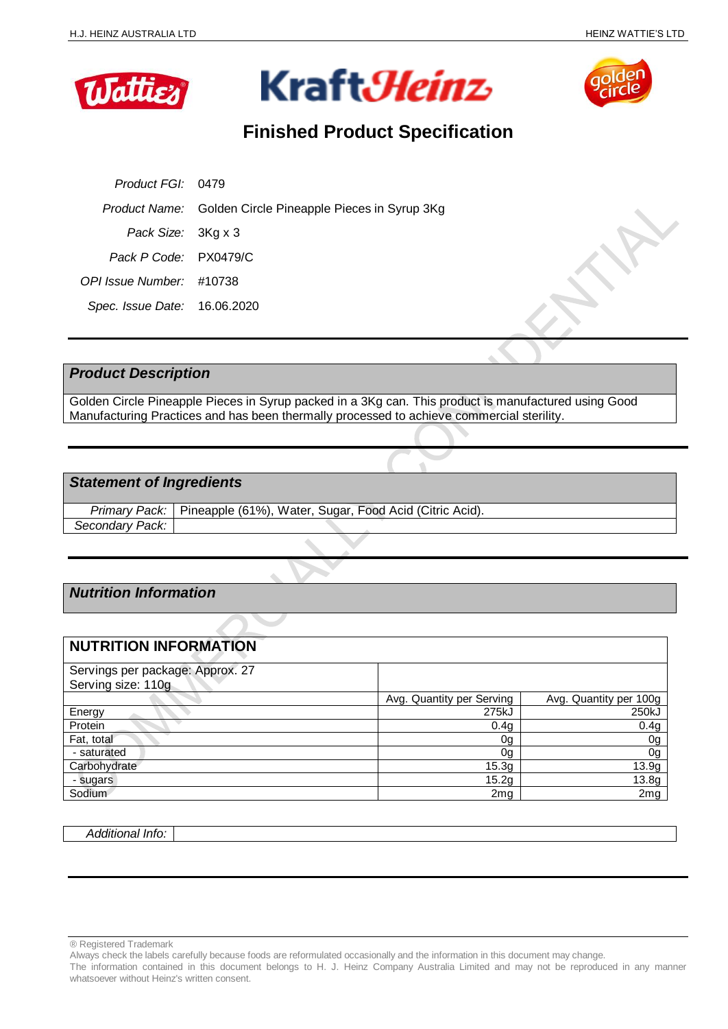# Finished Product Specification

| | |
|---|---|
| *Product FGI:* | 0479 |
| *Product Name:* | Golden Circle Pineapple Pieces in Syrup 3Kg |
| *Pack Size:* | 3Kg x 3 |
| *Pack P Code:* | PX0479/C |
| *OPI Issue Number:* | #10738 |
| *Spec. Issue Date:* | 16.06.2020 |

## *Product Description*

Golden Circle Pineapple Pieces in Syrup packed in a 3Kg can. This product is manufactured using Good Manufacturing Practices and has been thermally processed to achieve commercial sterility.

## *Statement of Ingredients*

| | |
|---|---|
| *Primary Pack:* | Pineapple (61%), Water, Sugar, Food Acid (Citric Acid). |
| *Secondary Pack:* | |

## *Nutrition Information*

**NUTRITION INFORMATION**

Servings per package: Approx. 27
Serving size: 110g

| | Avg. Quantity per Serving | Avg. Quantity per 100g |
|---|---|---|
| Energy | 275kJ | 250kJ |
| Protein | 0.4g | 0.4g |
| Fat, total | 0g | 0g |
| - saturated | 0g | 0g |
| Carbohydrate | 15.3g | 13.9g |
| - sugars | 15.2g | 13.8g |
| Sodium | 2mg | 2mg |

| | |
|---|---|
| *Additional Info:* | |

® Registered Trademark
Always check the labels carefully because foods are reformulated occasionally and the information in this document may change.
The information contained in this document belongs to H. J. Heinz Company Australia Limited and may not be reproduced in any manner whatsoever without Heinz's written consent.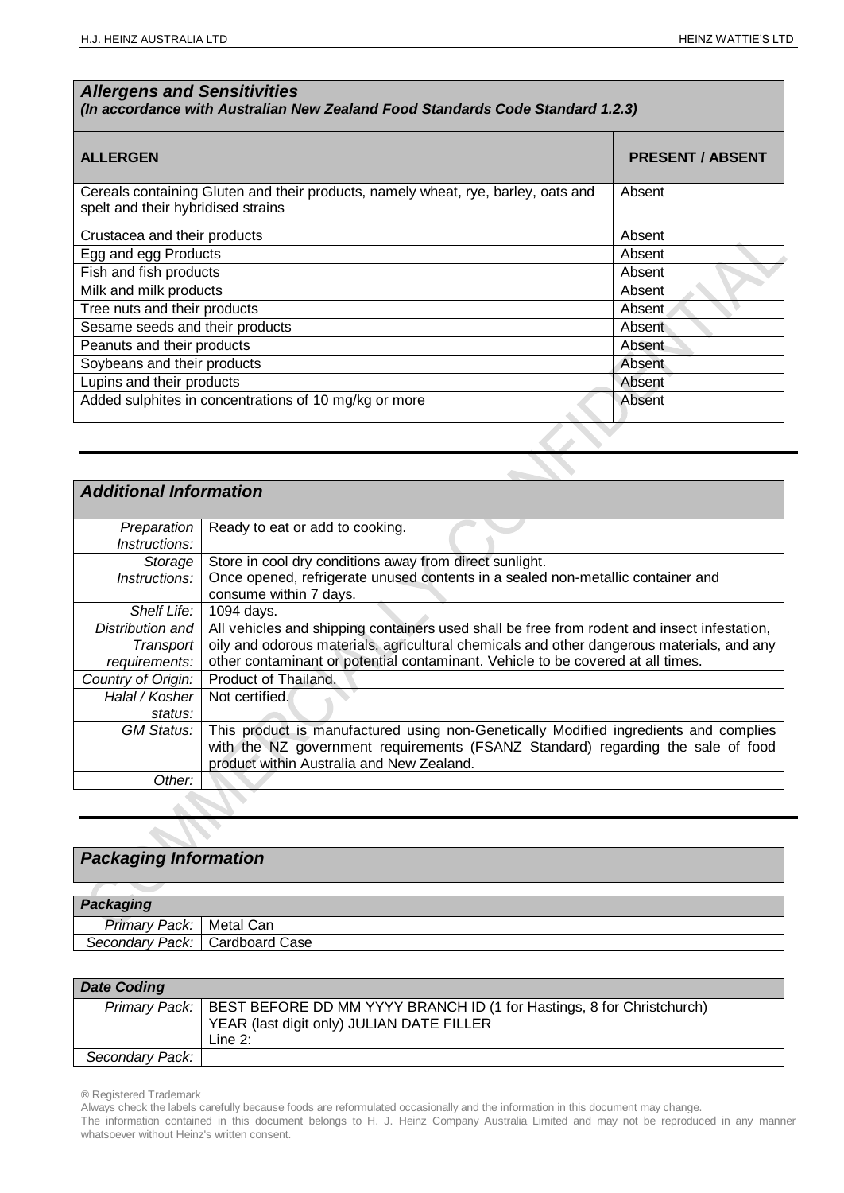## Allergens and Sensitivities

*(In accordance with Australian New Zealand Food Standards Code Standard 1.2.3)*

| ALLERGEN | PRESENT / ABSENT |
| --- | --- |
| Cereals containing Gluten and their products, namely wheat, rye, barley, oats and spelt and their hybridised strains | Absent |
| Crustacea and their products | Absent |
| Egg and egg Products | Absent |
| Fish and fish products | Absent |
| Milk and milk products | Absent |
| Tree nuts and their products | Absent |
| Sesame seeds and their products | Absent |
| Peanuts and their products | Absent |
| Soybeans and their products | Absent |
| Lupins and their products | Absent |
| Added sulphites in concentrations of 10 mg/kg or more | Absent |

## Additional Information

| | |
| --- | --- |
| *Preparation Instructions:* | Ready to eat or add to cooking. |
| *Storage Instructions:* | Store in cool dry conditions away from direct sunlight. Once opened, refrigerate unused contents in a sealed non-metallic container and consume within 7 days. |
| *Shelf Life:* | 1094 days. |
| *Distribution and Transport requirements:* | All vehicles and shipping containers used shall be free from rodent and insect infestation, oily and odorous materials, agricultural chemicals and other dangerous materials, and any other contaminant or potential contaminant. Vehicle to be covered at all times. |
| *Country of Origin:* | Product of Thailand. |
| *Halal / Kosher status:* | Not certified. |
| *GM Status:* | This product is manufactured using non-Genetically Modified ingredients and complies with the NZ government requirements (FSANZ Standard) regarding the sale of food product within Australia and New Zealand. |
| *Other:* | |

## Packaging Information

| Packaging | |
| --- | --- |
| *Primary Pack:* | Metal Can |
| *Secondary Pack:* | Cardboard Case |

| Date Coding | |
| --- | --- |
| *Primary Pack:* | BEST BEFORE DD MM YYYY BRANCH ID (1 for Hastings, 8 for Christchurch) YEAR (last digit only) JULIAN DATE FILLER<br>Line 2: |
| *Secondary Pack:* | |

® Registered Trademark

Always check the labels carefully because foods are reformulated occasionally and the information in this document may change.

The information contained in this document belongs to H. J. Heinz Company Australia Limited and may not be reproduced in any manner whatsoever without Heinz's written consent.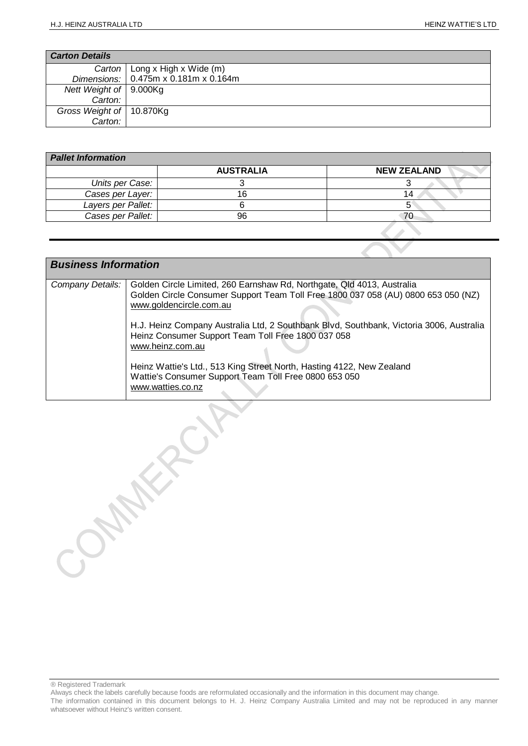| Carton Details | |
|---|---|
| Carton Dimensions: | Long x High x Wide (m) 0.475m x 0.181m x 0.164m |
| Nett Weight of Carton: | 9.000Kg |
| Gross Weight of Carton: | 10.870Kg |

| Pallet Information | | |
|---|---|---|
| | **AUSTRALIA** | **NEW ZEALAND** |
| Units per Case: | 3 | 3 |
| Cases per Layer: | 16 | 14 |
| Layers per Pallet: | 6 | 5 |
| Cases per Pallet: | 96 | 70 |

---

| Business Information | |
|---|---|
| Company Details: | Golden Circle Limited, 260 Earnshaw Rd, Northgate, Qld 4013, Australia<br>Golden Circle Consumer Support Team Toll Free 1800 037 058 (AU) 0800 653 050 (NZ)<br>www.goldencircle.com.au<br><br>H.J. Heinz Company Australia Ltd, 2 Southbank Blvd, Southbank, Victoria 3006, Australia<br>Heinz Consumer Support Team Toll Free 1800 037 058<br>www.heinz.com.au<br><br>Heinz Wattie's Ltd., 513 King Street North, Hasting 4122, New Zealand<br>Wattie's Consumer Support Team Toll Free 0800 653 050<br>www.watties.co.nz |

COMMERCIALLY CONFIDENTIAL

® Registered Trademark

Always check the labels carefully because foods are reformulated occasionally and the information in this document may change.

The information contained in this document belongs to H. J. Heinz Company Australia Limited and may not be reproduced in any manner whatsoever without Heinz's written consent.